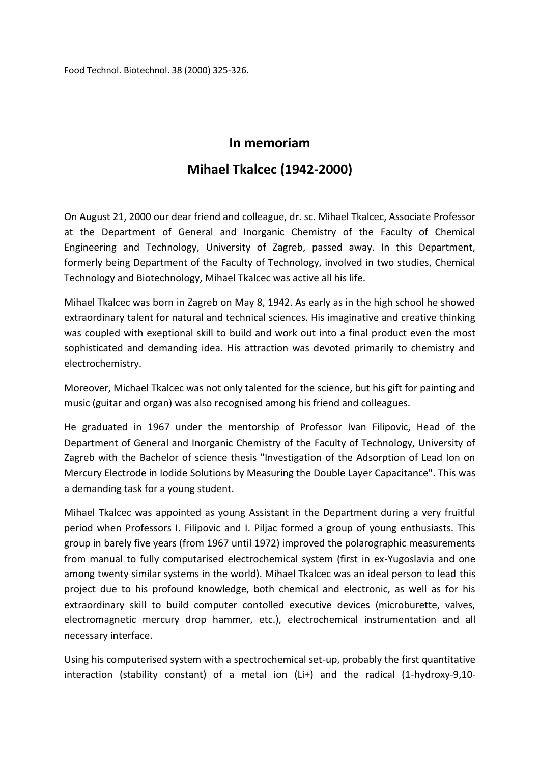Food Technol. Biotechnol. 38 (2000) 325-326.

# In memoriam

# Mihael Tkalcec (1942-2000)

On August 21, 2000 our dear friend and colleague, dr. sc. Mihael Tkalcec, Associate Professor at the Department of General and Inorganic Chemistry of the Faculty of Chemical Engineering and Technology, University of Zagreb, passed away. In this Department, formerly being Department of the Faculty of Technology, involved in two studies, Chemical Technology and Biotechnology, Mihael Tkalcec was active all his life.

Mihael Tkalcec was born in Zagreb on May 8, 1942. As early as in the high school he showed extraordinary talent for natural and technical sciences. His imaginative and creative thinking was coupled with exeptional skill to build and work out into a final product even the most sophisticated and demanding idea. His attraction was devoted primarily to chemistry and electrochemistry.

Moreover, Michael Tkalcec was not only talented for the science, but his gift for painting and music (guitar and organ) was also recognised among his friend and colleagues.

He graduated in 1967 under the mentorship of Professor Ivan Filipovic, Head of the Department of General and Inorganic Chemistry of the Faculty of Technology, University of Zagreb with the Bachelor of science thesis "Investigation of the Adsorption of Lead Ion on Mercury Electrode in Iodide Solutions by Measuring the Double Layer Capacitance". This was a demanding task for a young student.

Mihael Tkalcec was appointed as young Assistant in the Department during a very fruitful period when Professors I. Filipovic and I. Piljac formed a group of young enthusiasts. This group in barely five years (from 1967 until 1972) improved the polarographic measurements from manual to fully computarised electrochemical system (first in ex-Yugoslavia and one among twenty similar systems in the world). Mihael Tkalcec was an ideal person to lead this project due to his profound knowledge, both chemical and electronic, as well as for his extraordinary skill to build computer contolled executive devices (microburette, valves, electromagnetic mercury drop hammer, etc.), electrochemical instrumentation and all necessary interface.

Using his computerised system with a spectrochemical set-up, probably the first quantitative interaction (stability constant) of a metal ion ($Li^+$) and the radical (1-hydroxy-9,10-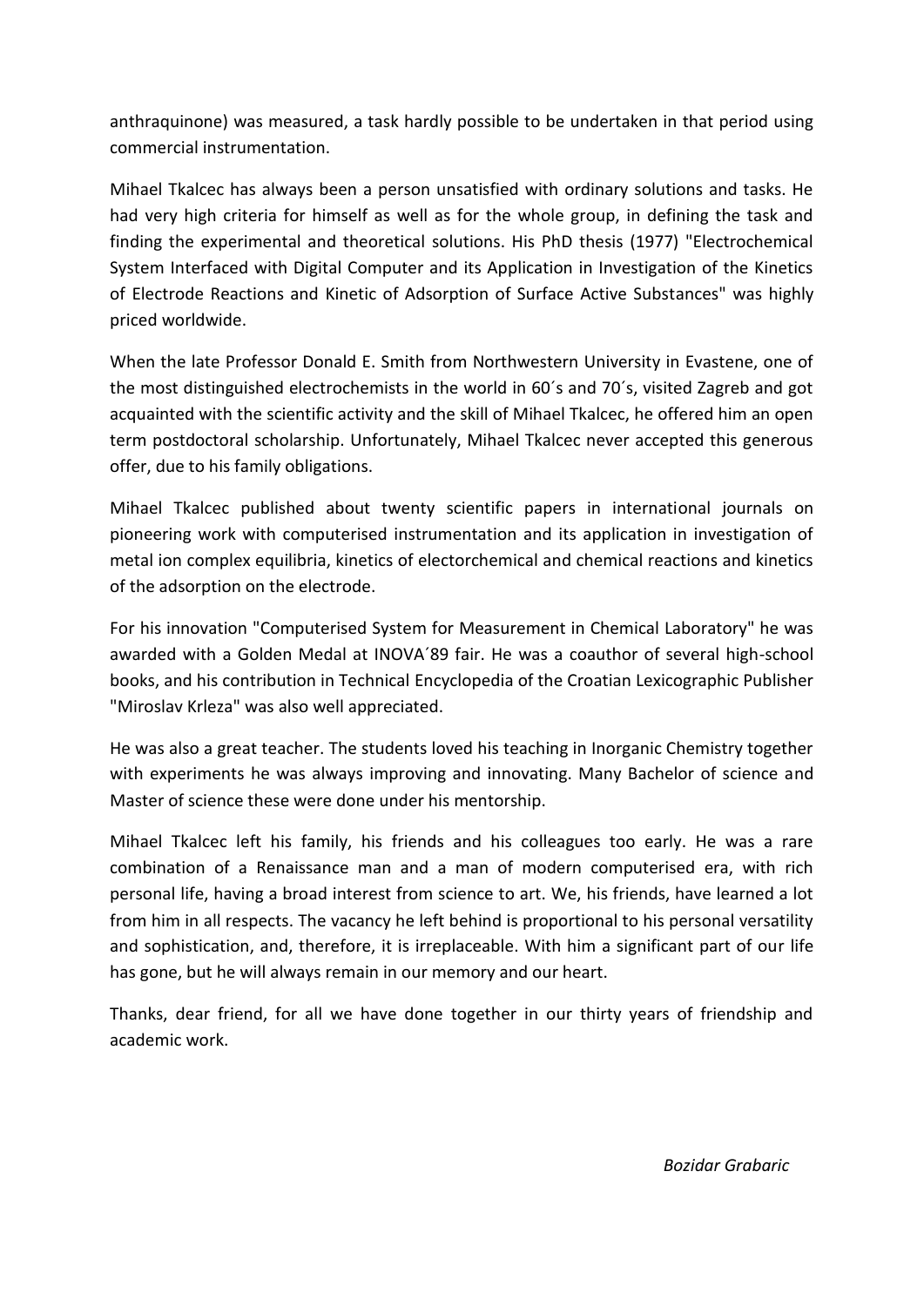anthraquinone) was measured, a task hardly possible to be undertaken in that period using commercial instrumentation.

Mihael Tkalcec has always been a person unsatisfied with ordinary solutions and tasks. He had very high criteria for himself as well as for the whole group, in defining the task and finding the experimental and theoretical solutions. His PhD thesis (1977) "Electrochemical System Interfaced with Digital Computer and its Application in Investigation of the Kinetics of Electrode Reactions and Kinetic of Adsorption of Surface Active Substances" was highly priced worldwide.

When the late Professor Donald E. Smith from Northwestern University in Evastene, one of the most distinguished electrochemists in the world in 60´s and 70´s, visited Zagreb and got acquainted with the scientific activity and the skill of Mihael Tkalcec, he offered him an open term postdoctoral scholarship. Unfortunately, Mihael Tkalcec never accepted this generous offer, due to his family obligations.

Mihael Tkalcec published about twenty scientific papers in international journals on pioneering work with computerised instrumentation and its application in investigation of metal ion complex equilibria, kinetics of electorchemical and chemical reactions and kinetics of the adsorption on the electrode.

For his innovation "Computerised System for Measurement in Chemical Laboratory" he was awarded with a Golden Medal at INOVA´89 fair. He was a coauthor of several high-school books, and his contribution in Technical Encyclopedia of the Croatian Lexicographic Publisher "Miroslav Krleza" was also well appreciated.

He was also a great teacher. The students loved his teaching in Inorganic Chemistry together with experiments he was always improving and innovating. Many Bachelor of science and Master of science these were done under his mentorship.

Mihael Tkalcec left his family, his friends and his colleagues too early. He was a rare combination of a Renaissance man and a man of modern computerised era, with rich personal life, having a broad interest from science to art. We, his friends, have learned a lot from him in all respects. The vacancy he left behind is proportional to his personal versatility and sophistication, and, therefore, it is irreplaceable. With him a significant part of our life has gone, but he will always remain in our memory and our heart.

Thanks, dear friend, for all we have done together in our thirty years of friendship and academic work.

*Bozidar Grabaric*